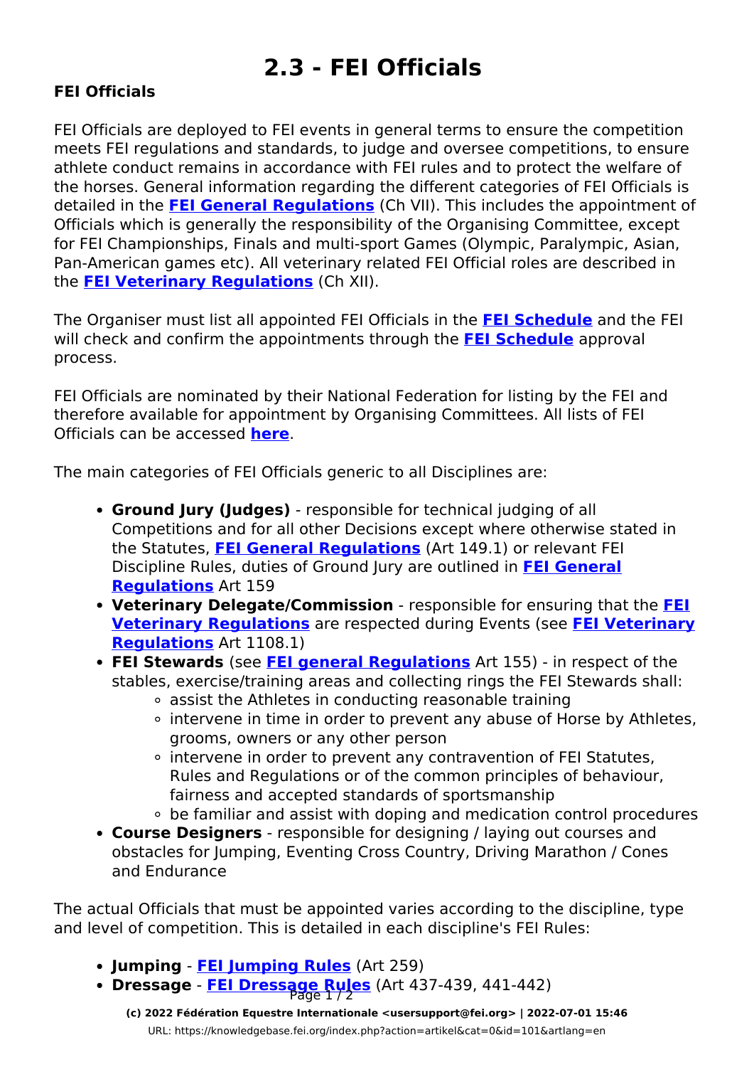# 2.3 - FEI Officials

**FEI Officials**

FEI Officials are deployed to FEI events in general terms to ensure the competition meets FEI regulations and standards, to judge and oversee competitions, to ensure athlete conduct remains in accordance with FEI rules and to protect the welfare of the horses. General information regarding the different categories of FEI Officials is detailed in the **FEI General Regulations** (Ch VII). This includes the appointment of Officials which is generally the responsibility of the Organising Committee, except for FEI Championships, Finals and multi-sport Games (Olympic, Paralympic, Asian, Pan-American games etc). All veterinary related FEI Official roles are described in the **FEI Veterinary Regulations** (Ch XII).

The Organiser must list all appointed FEI Officials in the **FEI Schedule** and the FEI will check and confirm the appointments through the **FEI Schedule** approval process.

FEI Officials are nominated by their National Federation for listing by the FEI and therefore available for appointment by Organising Committees. All lists of FEI Officials can be accessed **here**.

The main categories of FEI Officials generic to all Disciplines are:

- **Ground Jury (Judges)** - responsible for technical judging of all Competitions and for all other Decisions except where otherwise stated in the Statutes, **FEI General Regulations** (Art 149.1) or relevant FEI Discipline Rules, duties of Ground Jury are outlined in **FEI General Regulations** Art 159
- **Veterinary Delegate/Commission** - responsible for ensuring that the **FEI Veterinary Regulations** are respected during Events (see **FEI Veterinary Regulations** Art 1108.1)
- **FEI Stewards** (see **FEI general Regulations** Art 155) - in respect of the stables, exercise/training areas and collecting rings the FEI Stewards shall:
  - assist the Athletes in conducting reasonable training
  - intervene in time in order to prevent any abuse of Horse by Athletes, grooms, owners or any other person
  - intervene in order to prevent any contravention of FEI Statutes, Rules and Regulations or of the common principles of behaviour, fairness and accepted standards of sportsmanship
  - be familiar and assist with doping and medication control procedures
- **Course Designers** - responsible for designing / laying out courses and obstacles for Jumping, Eventing Cross Country, Driving Marathon / Cones and Endurance

The actual Officials that must be appointed varies according to the discipline, type and level of competition. This is detailed in each discipline's FEI Rules:

- **Jumping** - **FEI Jumping Rules** (Art 259)
- **Dressage** - **FEI Dressage Rules** (Art 437-439, 441-442)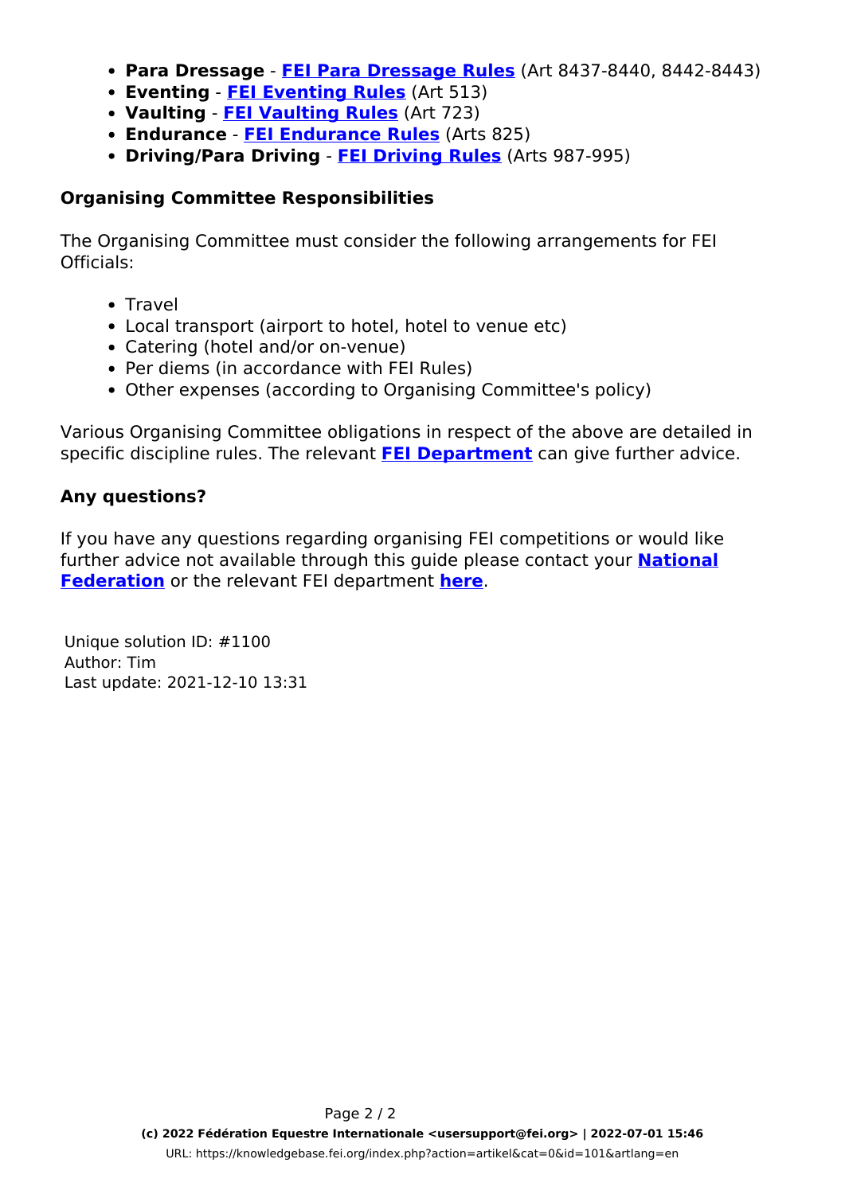- **Para Dressage** - **FEI Para Dressage Rules** (Art 8437-8440, 8442-8443)
- **Eventing** - **FEI Eventing Rules** (Art 513)
- **Vaulting** - **FEI Vaulting Rules** (Art 723)
- **Endurance** - **FEI Endurance Rules** (Arts 825)
- **Driving/Para Driving** - **FEI Driving Rules** (Arts 987-995)

**Organising Committee Responsibilities**

The Organising Committee must consider the following arrangements for FEI Officials:

- Travel
- Local transport (airport to hotel, hotel to venue etc)
- Catering (hotel and/or on-venue)
- Per diems (in accordance with FEI Rules)
- Other expenses (according to Organising Committee's policy)

Various Organising Committee obligations in respect of the above are detailed in specific discipline rules. The relevant **FEI Department** can give further advice.

**Any questions?**

If you have any questions regarding organising FEI competitions or would like further advice not available through this guide please contact your **National Federation** or the relevant FEI department **here**.

Unique solution ID: #1100
Author: Tim
Last update: 2021-12-10 13:31